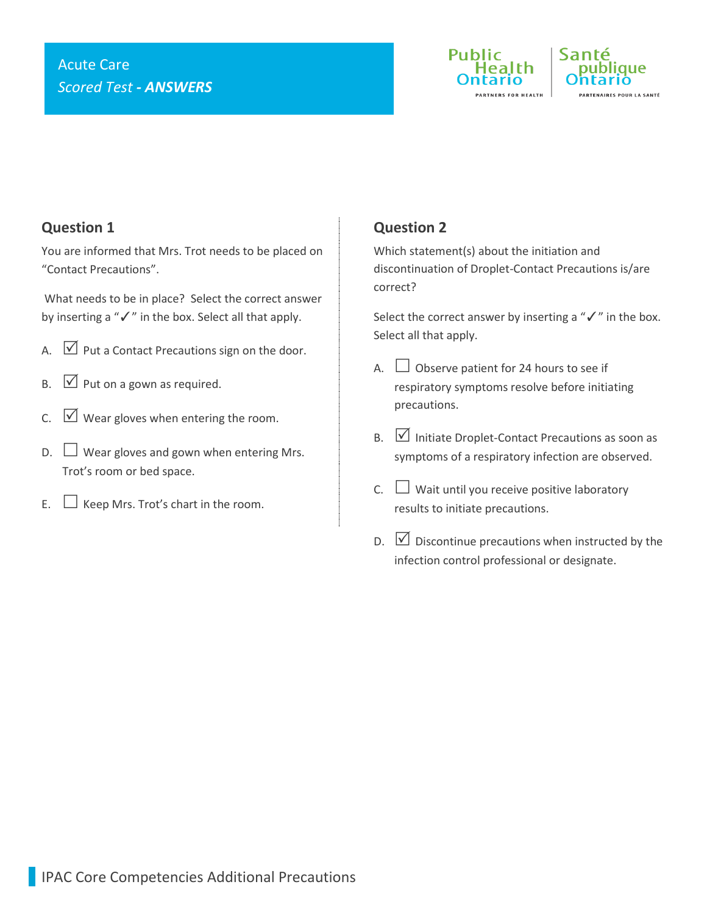Acute Care

*Scored Test* ***- ANSWERS***

Public Health Ontario | Santé publique Ontario

PARTNERS FOR HEALTH | PARTENAIRES POUR LA SANTÉ

## Question 1

You are informed that Mrs. Trot needs to be placed on "Contact Precautions".

What needs to be in place? Select the correct answer by inserting a "✓" in the box. Select all that apply.

A. ☑ Put a Contact Precautions sign on the door.

B. ☑ Put on a gown as required.

C. ☑ Wear gloves when entering the room.

D. ☐ Wear gloves and gown when entering Mrs. Trot's room or bed space.

E. ☐ Keep Mrs. Trot's chart in the room.

## Question 2

Which statement(s) about the initiation and discontinuation of Droplet-Contact Precautions is/are correct?

Select the correct answer by inserting a "✓" in the box. Select all that apply.

A. ☐ Observe patient for 24 hours to see if respiratory symptoms resolve before initiating precautions.

B. ☑ Initiate Droplet-Contact Precautions as soon as symptoms of a respiratory infection are observed.

C. ☐ Wait until you receive positive laboratory results to initiate precautions.

D. ☑ Discontinue precautions when instructed by the infection control professional or designate.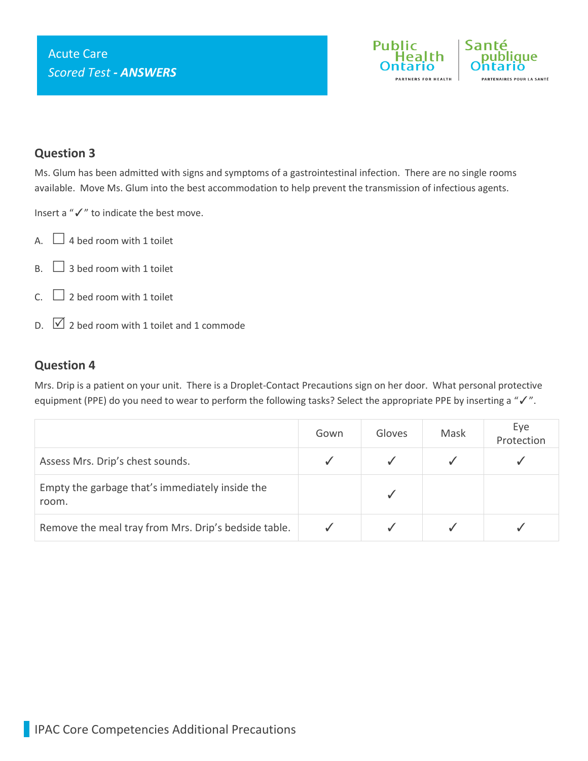Acute Care
*Scored Test* - ***ANSWERS***

## Question 3

Ms. Glum has been admitted with signs and symptoms of a gastrointestinal infection. There are no single rooms available. Move Ms. Glum into the best accommodation to help prevent the transmission of infectious agents.

Insert a "✓" to indicate the best move.

A. ☐ 4 bed room with 1 toilet

B. ☐ 3 bed room with 1 toilet

C. ☐ 2 bed room with 1 toilet

D. ☑ 2 bed room with 1 toilet and 1 commode

## Question 4

Mrs. Drip is a patient on your unit. There is a Droplet-Contact Precautions sign on her door. What personal protective equipment (PPE) do you need to wear to perform the following tasks? Select the appropriate PPE by inserting a "✓".

| | Gown | Gloves | Mask | Eye Protection |
|---|---|---|---|---|
| Assess Mrs. Drip's chest sounds. | ✓ | ✓ | ✓ | ✓ |
| Empty the garbage that's immediately inside the room. | | ✓ | | |
| Remove the meal tray from Mrs. Drip's bedside table. | ✓ | ✓ | ✓ | ✓ |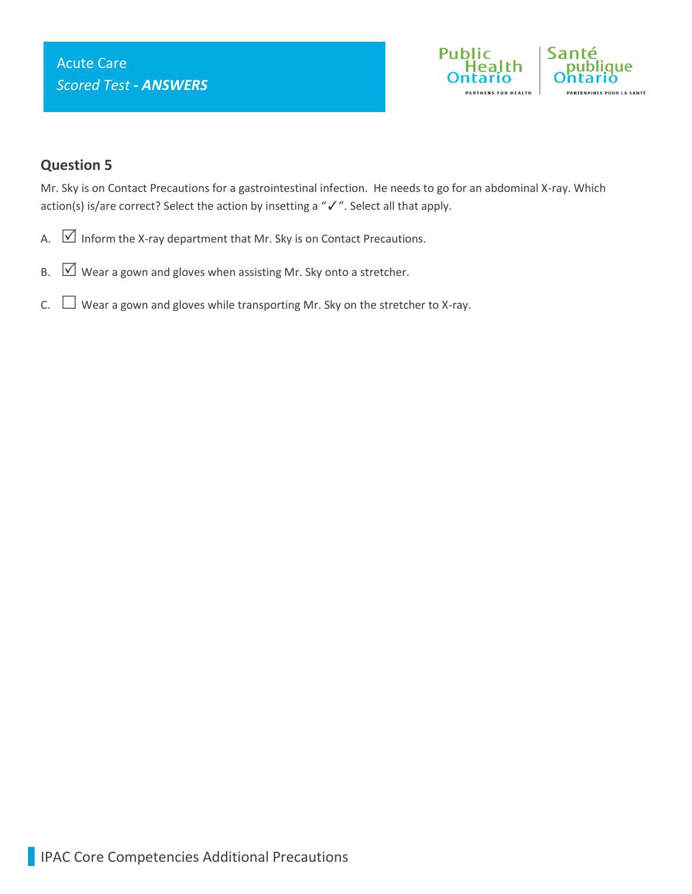## Question 5

Mr. Sky is on Contact Precautions for a gastrointestinal infection. He needs to go for an abdominal X-ray. Which action(s) is/are correct? Select the action by insetting a "✓". Select all that apply.

A. ☑ Inform the X-ray department that Mr. Sky is on Contact Precautions.

B. ☑ Wear a gown and gloves when assisting Mr. Sky onto a stretcher.

C. ☐ Wear a gown and gloves while transporting Mr. Sky on the stretcher to X-ray.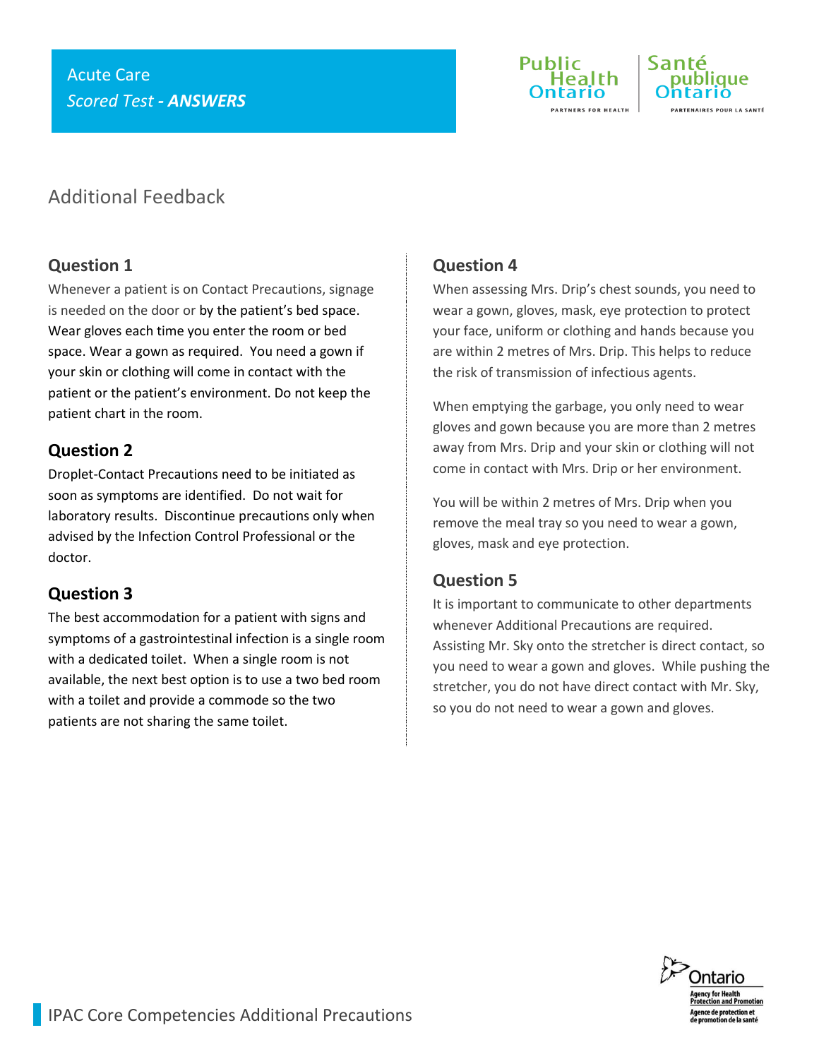Acute Care

*Scored Test* ***- ANSWERS***

## Additional Feedback

### Question 1

Whenever a patient is on Contact Precautions, signage is needed on the door or by the patient's bed space. Wear gloves each time you enter the room or bed space. Wear a gown as required. You need a gown if your skin or clothing will come in contact with the patient or the patient's environment. Do not keep the patient chart in the room.

### Question 2

Droplet-Contact Precautions need to be initiated as soon as symptoms are identified. Do not wait for laboratory results. Discontinue precautions only when advised by the Infection Control Professional or the doctor.

### Question 3

The best accommodation for a patient with signs and symptoms of a gastrointestinal infection is a single room with a dedicated toilet. When a single room is not available, the next best option is to use a two bed room with a toilet and provide a commode so the two patients are not sharing the same toilet.

### Question 4

When assessing Mrs. Drip's chest sounds, you need to wear a gown, gloves, mask, eye protection to protect your face, uniform or clothing and hands because you are within 2 metres of Mrs. Drip. This helps to reduce the risk of transmission of infectious agents.

When emptying the garbage, you only need to wear gloves and gown because you are more than 2 metres away from Mrs. Drip and your skin or clothing will not come in contact with Mrs. Drip or her environment.

You will be within 2 metres of Mrs. Drip when you remove the meal tray so you need to wear a gown, gloves, mask and eye protection.

### Question 5

It is important to communicate to other departments whenever Additional Precautions are required. Assisting Mr. Sky onto the stretcher is direct contact, so you need to wear a gown and gloves. While pushing the stretcher, you do not have direct contact with Mr. Sky, so you do not need to wear a gown and gloves.